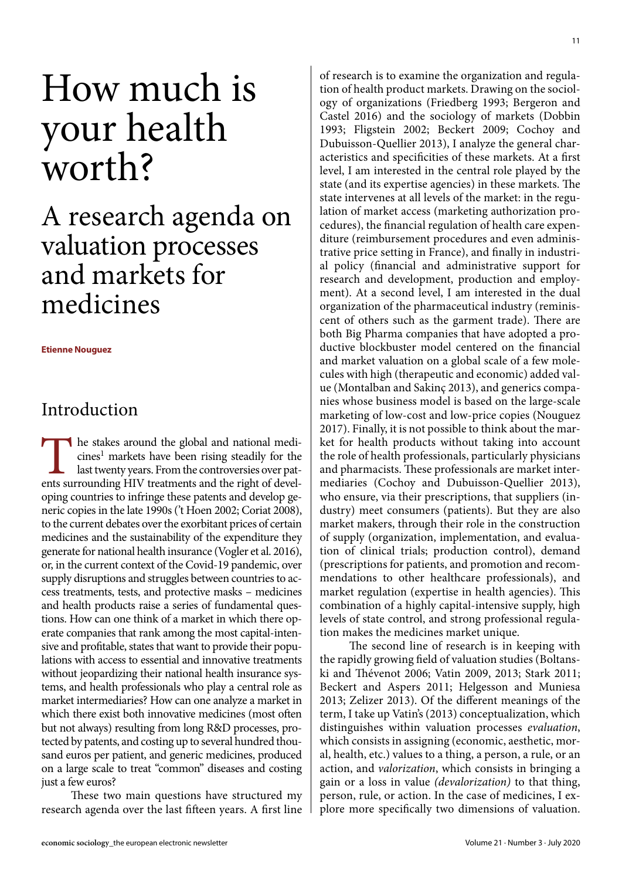# How much is your health worth?

## A research agenda on valuation processes and markets for medicines

**Etienne Nouguez**

## Introduction

The stakes around the global and national medicines[1] markets have been rising steadily for the last twenty years. From the controversies over patents surrounding HIV treatments and the right of developing countries to infringe these patents and develop generic copies in the late 1990s ('t Hoen 2002; Coriat 2008), to the current debates over the exorbitant prices of certain medicines and the sustainability of the expenditure they generate for national health insurance (Vogler et al. 2016), or, in the current context of the Covid-19 pandemic, over supply disruptions and struggles between countries to access treatments, tests, and protective masks – medicines and health products raise a series of fundamental questions. How can one think of a market in which there operate companies that rank among the most capital-intensive and profitable, states that want to provide their populations with access to essential and innovative treatments without jeopardizing their national health insurance systems, and health professionals who play a central role as market intermediaries? How can one analyze a market in which there exist both innovative medicines (most often but not always) resulting from long R&D processes, protected by patents, and costing up to several hundred thousand euros per patient, and generic medicines, produced on a large scale to treat "common" diseases and costing just a few euros?

These two main questions have structured my research agenda over the last fifteen years. A first line of research is to examine the organization and regulation of health product markets. Drawing on the sociology of organizations (Friedberg 1993; Bergeron and Castel 2016) and the sociology of markets (Dobbin 1993; Fligstein 2002; Beckert 2009; Cochoy and Dubuisson-Quellier 2013), I analyze the general characteristics and specificities of these markets. At a first level, I am interested in the central role played by the state (and its expertise agencies) in these markets. The state intervenes at all levels of the market: in the regulation of market access (marketing authorization procedures), the financial regulation of health care expenditure (reimbursement procedures and even administrative price setting in France), and finally in industrial policy (financial and administrative support for research and development, production and employment). At a second level, I am interested in the dual organization of the pharmaceutical industry (reminiscent of others such as the garment trade). There are both Big Pharma companies that have adopted a productive blockbuster model centered on the financial and market valuation on a global scale of a few molecules with high (therapeutic and economic) added value (Montalban and Sakinç 2013), and generics companies whose business model is based on the large-scale marketing of low-cost and low-price copies (Nouguez 2017). Finally, it is not possible to think about the market for health products without taking into account the role of health professionals, particularly physicians and pharmacists. These professionals are market intermediaries (Cochoy and Dubuisson-Quellier 2013), who ensure, via their prescriptions, that suppliers (industry) meet consumers (patients). But they are also market makers, through their role in the construction of supply (organization, implementation, and evaluation of clinical trials; production control), demand (prescriptions for patients, and promotion and recommendations to other healthcare professionals), and market regulation (expertise in health agencies). This combination of a highly capital-intensive supply, high levels of state control, and strong professional regulation makes the medicines market unique.

The second line of research is in keeping with the rapidly growing field of valuation studies (Boltanski and Thévenot 2006; Vatin 2009, 2013; Stark 2011; Beckert and Aspers 2011; Helgesson and Muniesa 2013; Zelizer 2013). Of the different meanings of the term, I take up Vatin's (2013) conceptualization, which distinguishes within valuation processes *evaluation*, which consists in assigning (economic, aesthetic, moral, health, etc.) values to a thing, a person, a rule, or an action, and *valorization*, which consists in bringing a gain or a loss in value *(devalorization)* to that thing, person, rule, or action. In the case of medicines, I explore more specifically two dimensions of valuation.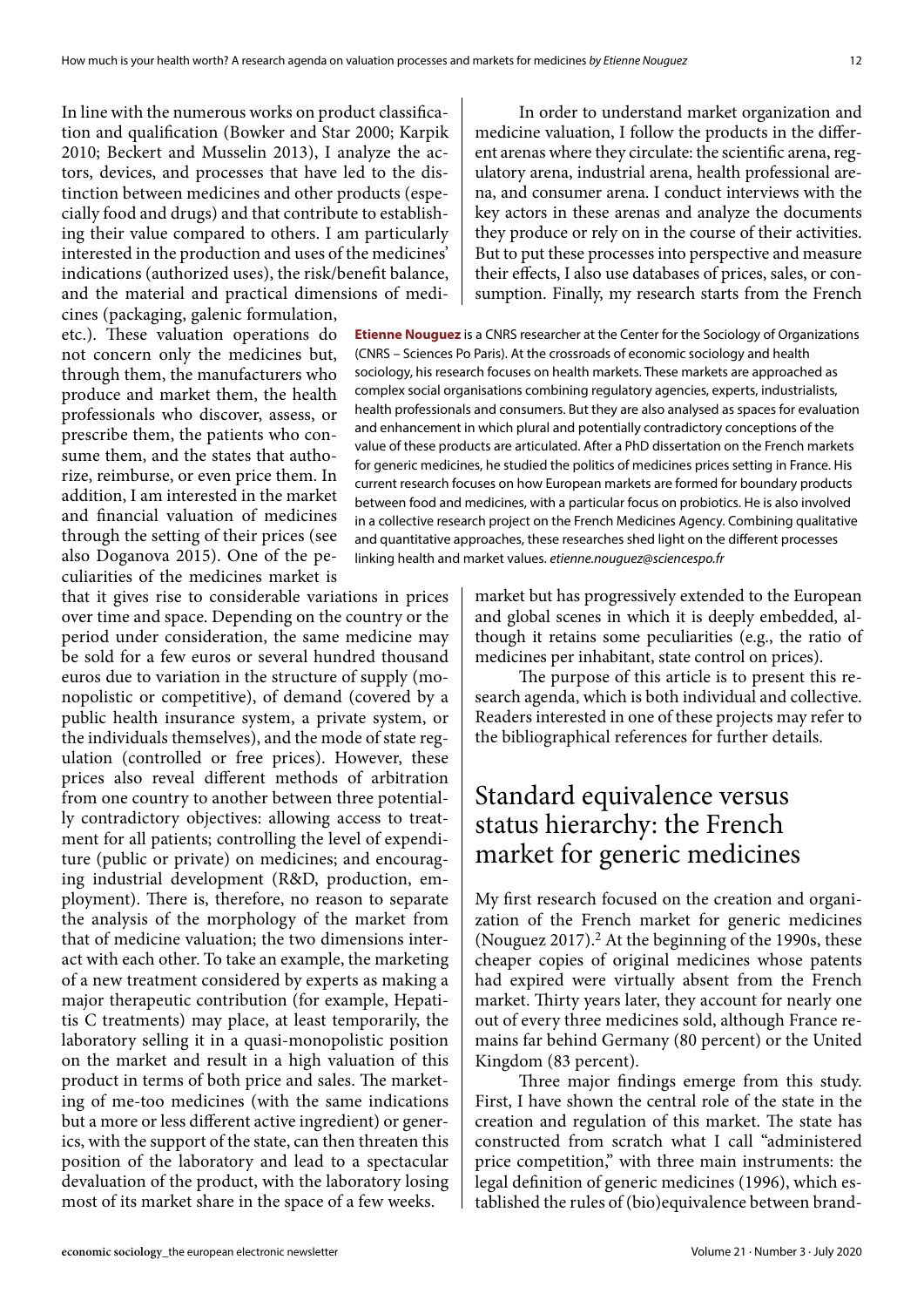In line with the numerous works on product classification and qualification (Bowker and Star 2000; Karpik 2010; Beckert and Musselin 2013), I analyze the actors, devices, and processes that have led to the distinction between medicines and other products (especially food and drugs) and that contribute to establishing their value compared to others. I am particularly interested in the production and uses of the medicines' indications (authorized uses), the risk/benefit balance, and the material and practical dimensions of medicines (packaging, galenic formulation, etc.). These valuation operations do not concern only the medicines but, through them, the manufacturers who produce and market them, the health professionals who discover, assess, or prescribe them, the patients who consume them, and the states that authorize, reimburse, or even price them. In addition, I am interested in the market and financial valuation of medicines through the setting of their prices (see also Doganova 2015). One of the peculiarities of the medicines market is that it gives rise to considerable variations in prices over time and space. Depending on the country or the period under consideration, the same medicine may be sold for a few euros or several hundred thousand euros due to variation in the structure of supply (monopolistic or competitive), of demand (covered by a public health insurance system, a private system, or the individuals themselves), and the mode of state regulation (controlled or free prices). However, these prices also reveal different methods of arbitration from one country to another between three potentially contradictory objectives: allowing access to treatment for all patients; controlling the level of expenditure (public or private) on medicines; and encouraging industrial development (R&D, production, employment). There is, therefore, no reason to separate the analysis of the morphology of the market from that of medicine valuation; the two dimensions interact with each other. To take an example, the marketing of a new treatment considered by experts as making a major therapeutic contribution (for example, Hepatitis C treatments) may place, at least temporarily, the laboratory selling it in a quasi-monopolistic position on the market and result in a high valuation of this product in terms of both price and sales. The marketing of me-too medicines (with the same indications but a more or less different active ingredient) or generics, with the support of the state, can then threaten this position of the laboratory and lead to a spectacular devaluation of the product, with the laboratory losing most of its market share in the space of a few weeks.

In order to understand market organization and medicine valuation, I follow the products in the different arenas where they circulate: the scientific arena, regulatory arena, industrial arena, health professional arena, and consumer arena. I conduct interviews with the key actors in these arenas and analyze the documents they produce or rely on in the course of their activities. But to put these processes into perspective and measure their effects, I also use databases of prices, sales, or consumption. Finally, my research starts from the French market but has progressively extended to the European and global scenes in which it is deeply embedded, although it retains some peculiarities (e.g., the ratio of medicines per inhabitant, state control on prices).

The purpose of this article is to present this research agenda, which is both individual and collective. Readers interested in one of these projects may refer to the bibliographical references for further details.

**Etienne Nouguez** is a CNRS researcher at the Center for the Sociology of Organizations (CNRS – Sciences Po Paris). At the crossroads of economic sociology and health sociology, his research focuses on health markets. These markets are approached as complex social organisations combining regulatory agencies, experts, industrialists, health professionals and consumers. But they are also analysed as spaces for evaluation and enhancement in which plural and potentially contradictory conceptions of the value of these products are articulated. After a PhD dissertation on the French markets for generic medicines, he studied the politics of medicines prices setting in France. His current research focuses on how European markets are formed for boundary products between food and medicines, with a particular focus on probiotics. He is also involved in a collective research project on the French Medicines Agency. Combining qualitative and quantitative approaches, these researches shed light on the different processes linking health and market values. *etienne.nouguez@sciencespo.fr*

## Standard equivalence versus status hierarchy: the French market for generic medicines

My first research focused on the creation and organization of the French market for generic medicines (Nouguez 2017).[2] At the beginning of the 1990s, these cheaper copies of original medicines whose patents had expired were virtually absent from the French market. Thirty years later, they account for nearly one out of every three medicines sold, although France remains far behind Germany (80 percent) or the United Kingdom (83 percent).

Three major findings emerge from this study. First, I have shown the central role of the state in the creation and regulation of this market. The state has constructed from scratch what I call "administered price competition," with three main instruments: the legal definition of generic medicines (1996), which established the rules of (bio)equivalence between brand-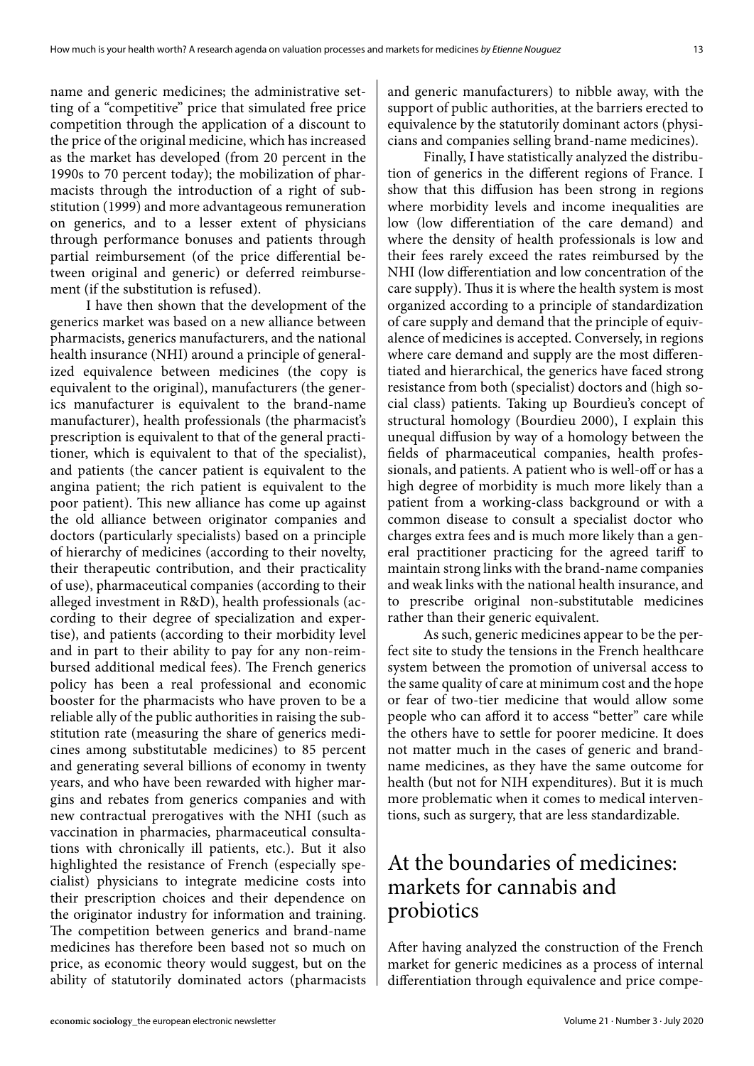name and generic medicines; the administrative setting of a "competitive" price that simulated free price competition through the application of a discount to the price of the original medicine, which has increased as the market has developed (from 20 percent in the 1990s to 70 percent today); the mobilization of pharmacists through the introduction of a right of substitution (1999) and more advantageous remuneration on generics, and to a lesser extent of physicians through performance bonuses and patients through partial reimbursement (of the price differential between original and generic) or deferred reimbursement (if the substitution is refused).

I have then shown that the development of the generics market was based on a new alliance between pharmacists, generics manufacturers, and the national health insurance (NHI) around a principle of generalized equivalence between medicines (the copy is equivalent to the original), manufacturers (the generics manufacturer is equivalent to the brand-name manufacturer), health professionals (the pharmacist's prescription is equivalent to that of the general practitioner, which is equivalent to that of the specialist), and patients (the cancer patient is equivalent to the angina patient; the rich patient is equivalent to the poor patient). This new alliance has come up against the old alliance between originator companies and doctors (particularly specialists) based on a principle of hierarchy of medicines (according to their novelty, their therapeutic contribution, and their practicality of use), pharmaceutical companies (according to their alleged investment in R&D), health professionals (according to their degree of specialization and expertise), and patients (according to their morbidity level and in part to their ability to pay for any non-reimbursed additional medical fees). The French generics policy has been a real professional and economic booster for the pharmacists who have proven to be a reliable ally of the public authorities in raising the substitution rate (measuring the share of generics medicines among substitutable medicines) to 85 percent and generating several billions of economy in twenty years, and who have been rewarded with higher margins and rebates from generics companies and with new contractual prerogatives with the NHI (such as vaccination in pharmacies, pharmaceutical consultations with chronically ill patients, etc.). But it also highlighted the resistance of French (especially specialist) physicians to integrate medicine costs into their prescription choices and their dependence on the originator industry for information and training. The competition between generics and brand-name medicines has therefore been based not so much on price, as economic theory would suggest, but on the ability of statutorily dominated actors (pharmacists and generic manufacturers) to nibble away, with the support of public authorities, at the barriers erected to equivalence by the statutorily dominant actors (physicians and companies selling brand-name medicines).

Finally, I have statistically analyzed the distribution of generics in the different regions of France. I show that this diffusion has been strong in regions where morbidity levels and income inequalities are low (low differentiation of the care demand) and where the density of health professionals is low and their fees rarely exceed the rates reimbursed by the NHI (low differentiation and low concentration of the care supply). Thus it is where the health system is most organized according to a principle of standardization of care supply and demand that the principle of equivalence of medicines is accepted. Conversely, in regions where care demand and supply are the most differentiated and hierarchical, the generics have faced strong resistance from both (specialist) doctors and (high social class) patients. Taking up Bourdieu's concept of structural homology (Bourdieu 2000), I explain this unequal diffusion by way of a homology between the fields of pharmaceutical companies, health professionals, and patients. A patient who is well-off or has a high degree of morbidity is much more likely than a patient from a working-class background or with a common disease to consult a specialist doctor who charges extra fees and is much more likely than a general practitioner practicing for the agreed tariff to maintain strong links with the brand-name companies and weak links with the national health insurance, and to prescribe original non-substitutable medicines rather than their generic equivalent.

As such, generic medicines appear to be the perfect site to study the tensions in the French healthcare system between the promotion of universal access to the same quality of care at minimum cost and the hope or fear of two-tier medicine that would allow some people who can afford it to access "better" care while the others have to settle for poorer medicine. It does not matter much in the cases of generic and brand-name medicines, as they have the same outcome for health (but not for NIH expenditures). But it is much more problematic when it comes to medical interventions, such as surgery, that are less standardizable.

## At the boundaries of medicines: markets for cannabis and probiotics

After having analyzed the construction of the French market for generic medicines as a process of internal differentiation through equivalence and price compe-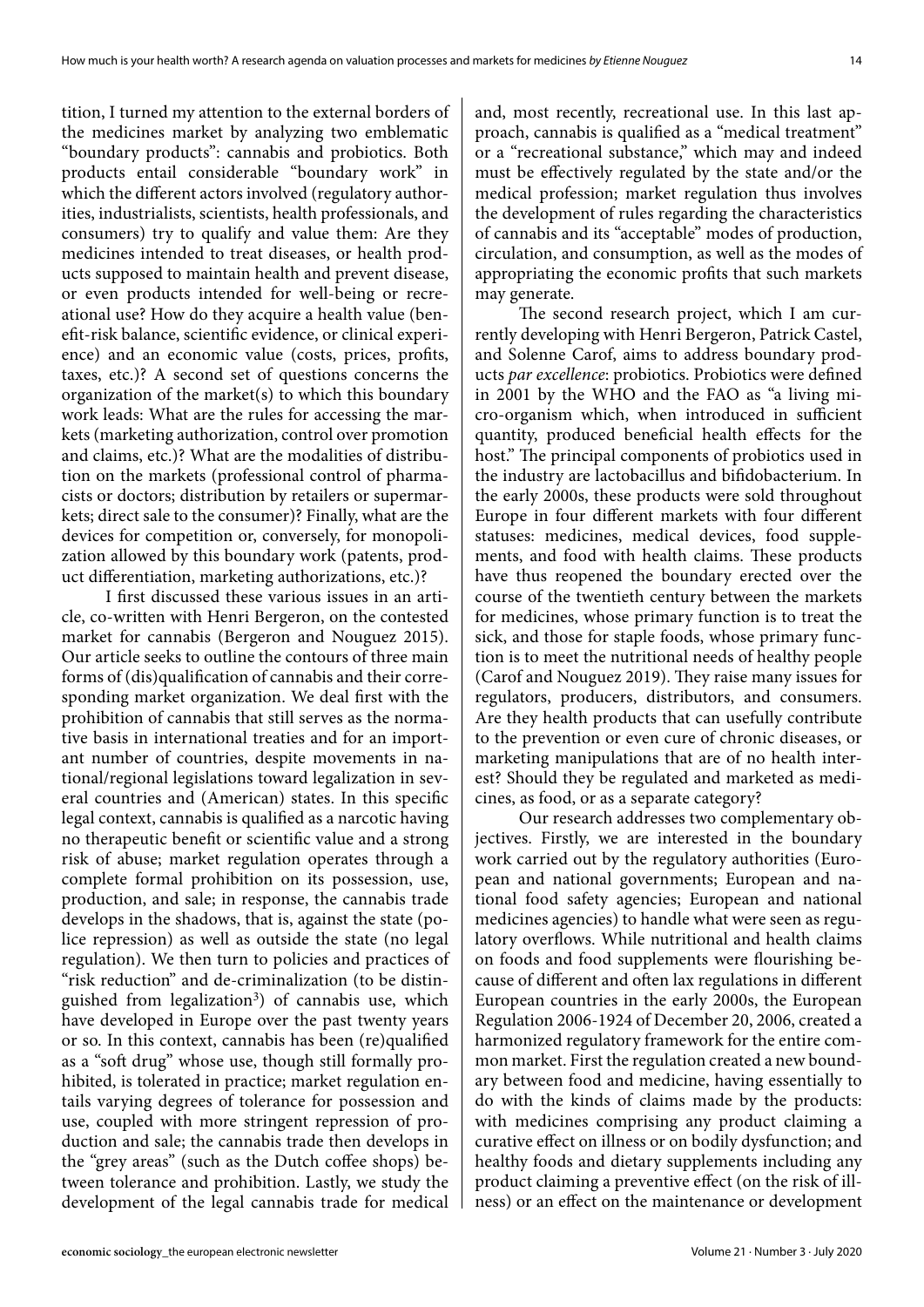tition, I turned my attention to the external borders of the medicines market by analyzing two emblematic "boundary products": cannabis and probiotics. Both products entail considerable "boundary work" in which the different actors involved (regulatory authorities, industrialists, scientists, health professionals, and consumers) try to qualify and value them: Are they medicines intended to treat diseases, or health products supposed to maintain health and prevent disease, or even products intended for well-being or recreational use? How do they acquire a health value (benefit-risk balance, scientific evidence, or clinical experience) and an economic value (costs, prices, profits, taxes, etc.)? A second set of questions concerns the organization of the market(s) to which this boundary work leads: What are the rules for accessing the markets (marketing authorization, control over promotion and claims, etc.)? What are the modalities of distribution on the markets (professional control of pharmacists or doctors; distribution by retailers or supermarkets; direct sale to the consumer)? Finally, what are the devices for competition or, conversely, for monopolization allowed by this boundary work (patents, product differentiation, marketing authorizations, etc.)?

I first discussed these various issues in an article, co-written with Henri Bergeron, on the contested market for cannabis (Bergeron and Nouguez 2015). Our article seeks to outline the contours of three main forms of (dis)qualification of cannabis and their corresponding market organization. We deal first with the prohibition of cannabis that still serves as the normative basis in international treaties and for an important number of countries, despite movements in national/regional legislations toward legalization in several countries and (American) states. In this specific legal context, cannabis is qualified as a narcotic having no therapeutic benefit or scientific value and a strong risk of abuse; market regulation operates through a complete formal prohibition on its possession, use, production, and sale; in response, the cannabis trade develops in the shadows, that is, against the state (police repression) as well as outside the state (no legal regulation). We then turn to policies and practices of "risk reduction" and de-criminalization (to be distinguished from legalization[3]) of cannabis use, which have developed in Europe over the past twenty years or so. In this context, cannabis has been (re)qualified as a "soft drug" whose use, though still formally prohibited, is tolerated in practice; market regulation entails varying degrees of tolerance for possession and use, coupled with more stringent repression of production and sale; the cannabis trade then develops in the "grey areas" (such as the Dutch coffee shops) between tolerance and prohibition. Lastly, we study the development of the legal cannabis trade for medical and, most recently, recreational use. In this last approach, cannabis is qualified as a "medical treatment" or a "recreational substance," which may and indeed must be effectively regulated by the state and/or the medical profession; market regulation thus involves the development of rules regarding the characteristics of cannabis and its "acceptable" modes of production, circulation, and consumption, as well as the modes of appropriating the economic profits that such markets may generate.

The second research project, which I am currently developing with Henri Bergeron, Patrick Castel, and Solenne Carof, aims to address boundary products *par excellence*: probiotics. Probiotics were defined in 2001 by the WHO and the FAO as "a living micro-organism which, when introduced in sufficient quantity, produced beneficial health effects for the host." The principal components of probiotics used in the industry are lactobacillus and bifidobacterium. In the early 2000s, these products were sold throughout Europe in four different markets with four different statuses: medicines, medical devices, food supplements, and food with health claims. These products have thus reopened the boundary erected over the course of the twentieth century between the markets for medicines, whose primary function is to treat the sick, and those for staple foods, whose primary function is to meet the nutritional needs of healthy people (Carof and Nouguez 2019). They raise many issues for regulators, producers, distributors, and consumers. Are they health products that can usefully contribute to the prevention or even cure of chronic diseases, or marketing manipulations that are of no health interest? Should they be regulated and marketed as medicines, as food, or as a separate category?

Our research addresses two complementary objectives. Firstly, we are interested in the boundary work carried out by the regulatory authorities (European and national governments; European and national food safety agencies; European and national medicines agencies) to handle what were seen as regulatory overflows. While nutritional and health claims on foods and food supplements were flourishing because of different and often lax regulations in different European countries in the early 2000s, the European Regulation 2006-1924 of December 20, 2006, created a harmonized regulatory framework for the entire common market. First the regulation created a new boundary between food and medicine, having essentially to do with the kinds of claims made by the products: with medicines comprising any product claiming a curative effect on illness or on bodily dysfunction; and healthy foods and dietary supplements including any product claiming a preventive effect (on the risk of illness) or an effect on the maintenance or development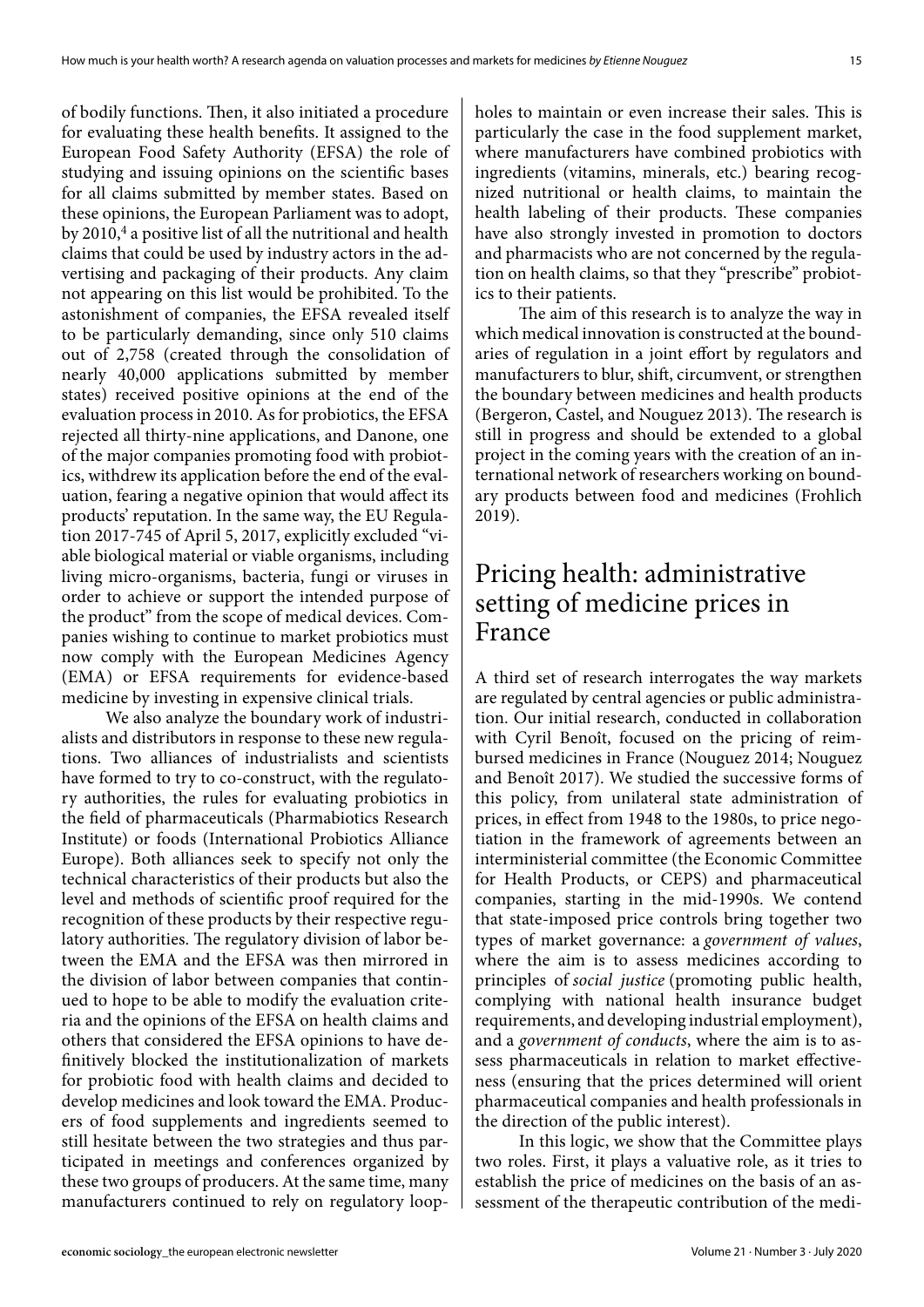of bodily functions. Then, it also initiated a procedure for evaluating these health benefits. It assigned to the European Food Safety Authority (EFSA) the role of studying and issuing opinions on the scientific bases for all claims submitted by member states. Based on these opinions, the European Parliament was to adopt, by 2010,[4] a positive list of all the nutritional and health claims that could be used by industry actors in the advertising and packaging of their products. Any claim not appearing on this list would be prohibited. To the astonishment of companies, the EFSA revealed itself to be particularly demanding, since only 510 claims out of 2,758 (created through the consolidation of nearly 40,000 applications submitted by member states) received positive opinions at the end of the evaluation process in 2010. As for probiotics, the EFSA rejected all thirty-nine applications, and Danone, one of the major companies promoting food with probiotics, withdrew its application before the end of the evaluation, fearing a negative opinion that would affect its products' reputation. In the same way, the EU Regulation 2017-745 of April 5, 2017, explicitly excluded "viable biological material or viable organisms, including living micro-organisms, bacteria, fungi or viruses in order to achieve or support the intended purpose of the product" from the scope of medical devices. Companies wishing to continue to market probiotics must now comply with the European Medicines Agency (EMA) or EFSA requirements for evidence-based medicine by investing in expensive clinical trials.

We also analyze the boundary work of industrialists and distributors in response to these new regulations. Two alliances of industrialists and scientists have formed to try to co-construct, with the regulatory authorities, the rules for evaluating probiotics in the field of pharmaceuticals (Pharmabiotics Research Institute) or foods (International Probiotics Alliance Europe). Both alliances seek to specify not only the technical characteristics of their products but also the level and methods of scientific proof required for the recognition of these products by their respective regulatory authorities. The regulatory division of labor between the EMA and the EFSA was then mirrored in the division of labor between companies that continued to hope to be able to modify the evaluation criteria and the opinions of the EFSA on health claims and others that considered the EFSA opinions to have definitively blocked the institutionalization of markets for probiotic food with health claims and decided to develop medicines and look toward the EMA. Producers of food supplements and ingredients seemed to still hesitate between the two strategies and thus participated in meetings and conferences organized by these two groups of producers. At the same time, many manufacturers continued to rely on regulatory loopholes to maintain or even increase their sales. This is particularly the case in the food supplement market, where manufacturers have combined probiotics with ingredients (vitamins, minerals, etc.) bearing recognized nutritional or health claims, to maintain the health labeling of their products. These companies have also strongly invested in promotion to doctors and pharmacists who are not concerned by the regulation on health claims, so that they "prescribe" probiotics to their patients.

The aim of this research is to analyze the way in which medical innovation is constructed at the boundaries of regulation in a joint effort by regulators and manufacturers to blur, shift, circumvent, or strengthen the boundary between medicines and health products (Bergeron, Castel, and Nouguez 2013). The research is still in progress and should be extended to a global project in the coming years with the creation of an international network of researchers working on boundary products between food and medicines (Frohlich 2019).

## Pricing health: administrative setting of medicine prices in France

A third set of research interrogates the way markets are regulated by central agencies or public administration. Our initial research, conducted in collaboration with Cyril Benoît, focused on the pricing of reimbursed medicines in France (Nouguez 2014; Nouguez and Benoît 2017). We studied the successive forms of this policy, from unilateral state administration of prices, in effect from 1948 to the 1980s, to price negotiation in the framework of agreements between an interministerial committee (the Economic Committee for Health Products, or CEPS) and pharmaceutical companies, starting in the mid-1990s. We contend that state-imposed price controls bring together two types of market governance: a *government of values*, where the aim is to assess medicines according to principles of *social justice* (promoting public health, complying with national health insurance budget requirements, and developing industrial employment), and a *government of conducts*, where the aim is to assess pharmaceuticals in relation to market effectiveness (ensuring that the prices determined will orient pharmaceutical companies and health professionals in the direction of the public interest).

In this logic, we show that the Committee plays two roles. First, it plays a valuative role, as it tries to establish the price of medicines on the basis of an assessment of the therapeutic contribution of the medi-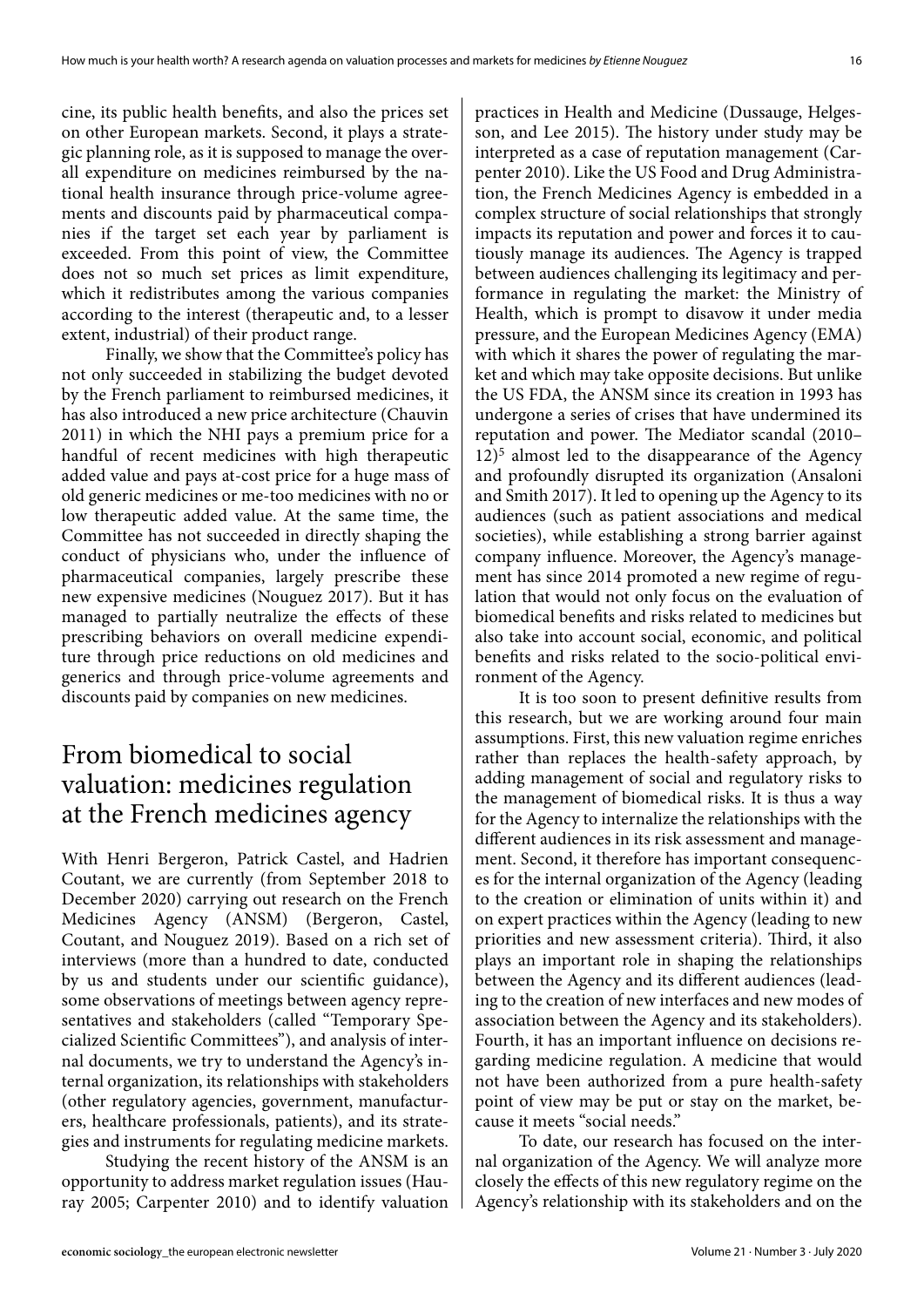cine, its public health benefits, and also the prices set on other European markets. Second, it plays a strategic planning role, as it is supposed to manage the overall expenditure on medicines reimbursed by the national health insurance through price-volume agreements and discounts paid by pharmaceutical companies if the target set each year by parliament is exceeded. From this point of view, the Committee does not so much set prices as limit expenditure, which it redistributes among the various companies according to the interest (therapeutic and, to a lesser extent, industrial) of their product range.

Finally, we show that the Committee's policy has not only succeeded in stabilizing the budget devoted by the French parliament to reimbursed medicines, it has also introduced a new price architecture (Chauvin 2011) in which the NHI pays a premium price for a handful of recent medicines with high therapeutic added value and pays at-cost price for a huge mass of old generic medicines or me-too medicines with no or low therapeutic added value. At the same time, the Committee has not succeeded in directly shaping the conduct of physicians who, under the influence of pharmaceutical companies, largely prescribe these new expensive medicines (Nouguez 2017). But it has managed to partially neutralize the effects of these prescribing behaviors on overall medicine expenditure through price reductions on old medicines and generics and through price-volume agreements and discounts paid by companies on new medicines.

# From biomedical to social valuation: medicines regulation at the French medicines agency

With Henri Bergeron, Patrick Castel, and Hadrien Coutant, we are currently (from September 2018 to December 2020) carrying out research on the French Medicines Agency (ANSM) (Bergeron, Castel, Coutant, and Nouguez 2019). Based on a rich set of interviews (more than a hundred to date, conducted by us and students under our scientific guidance), some observations of meetings between agency representatives and stakeholders (called "Temporary Specialized Scientific Committees"), and analysis of internal documents, we try to understand the Agency's internal organization, its relationships with stakeholders (other regulatory agencies, government, manufacturers, healthcare professionals, patients), and its strategies and instruments for regulating medicine markets.

Studying the recent history of the ANSM is an opportunity to address market regulation issues (Hauray 2005; Carpenter 2010) and to identify valuation practices in Health and Medicine (Dussauge, Helgesson, and Lee 2015). The history under study may be interpreted as a case of reputation management (Carpenter 2010). Like the US Food and Drug Administration, the French Medicines Agency is embedded in a complex structure of social relationships that strongly impacts its reputation and power and forces it to cautiously manage its audiences. The Agency is trapped between audiences challenging its legitimacy and performance in regulating the market: the Ministry of Health, which is prompt to disavow it under media pressure, and the European Medicines Agency (EMA) with which it shares the power of regulating the market and which may take opposite decisions. But unlike the US FDA, the ANSM since its creation in 1993 has undergone a series of crises that have undermined its reputation and power. The Mediator scandal (2010–12)[5] almost led to the disappearance of the Agency and profoundly disrupted its organization (Ansaloni and Smith 2017). It led to opening up the Agency to its audiences (such as patient associations and medical societies), while establishing a strong barrier against company influence. Moreover, the Agency's management has since 2014 promoted a new regime of regulation that would not only focus on the evaluation of biomedical benefits and risks related to medicines but also take into account social, economic, and political benefits and risks related to the socio-political environment of the Agency.

It is too soon to present definitive results from this research, but we are working around four main assumptions. First, this new valuation regime enriches rather than replaces the health-safety approach, by adding management of social and regulatory risks to the management of biomedical risks. It is thus a way for the Agency to internalize the relationships with the different audiences in its risk assessment and management. Second, it therefore has important consequences for the internal organization of the Agency (leading to the creation or elimination of units within it) and on expert practices within the Agency (leading to new priorities and new assessment criteria). Third, it also plays an important role in shaping the relationships between the Agency and its different audiences (leading to the creation of new interfaces and new modes of association between the Agency and its stakeholders). Fourth, it has an important influence on decisions regarding medicine regulation. A medicine that would not have been authorized from a pure health-safety point of view may be put or stay on the market, because it meets "social needs."

To date, our research has focused on the internal organization of the Agency. We will analyze more closely the effects of this new regulatory regime on the Agency's relationship with its stakeholders and on the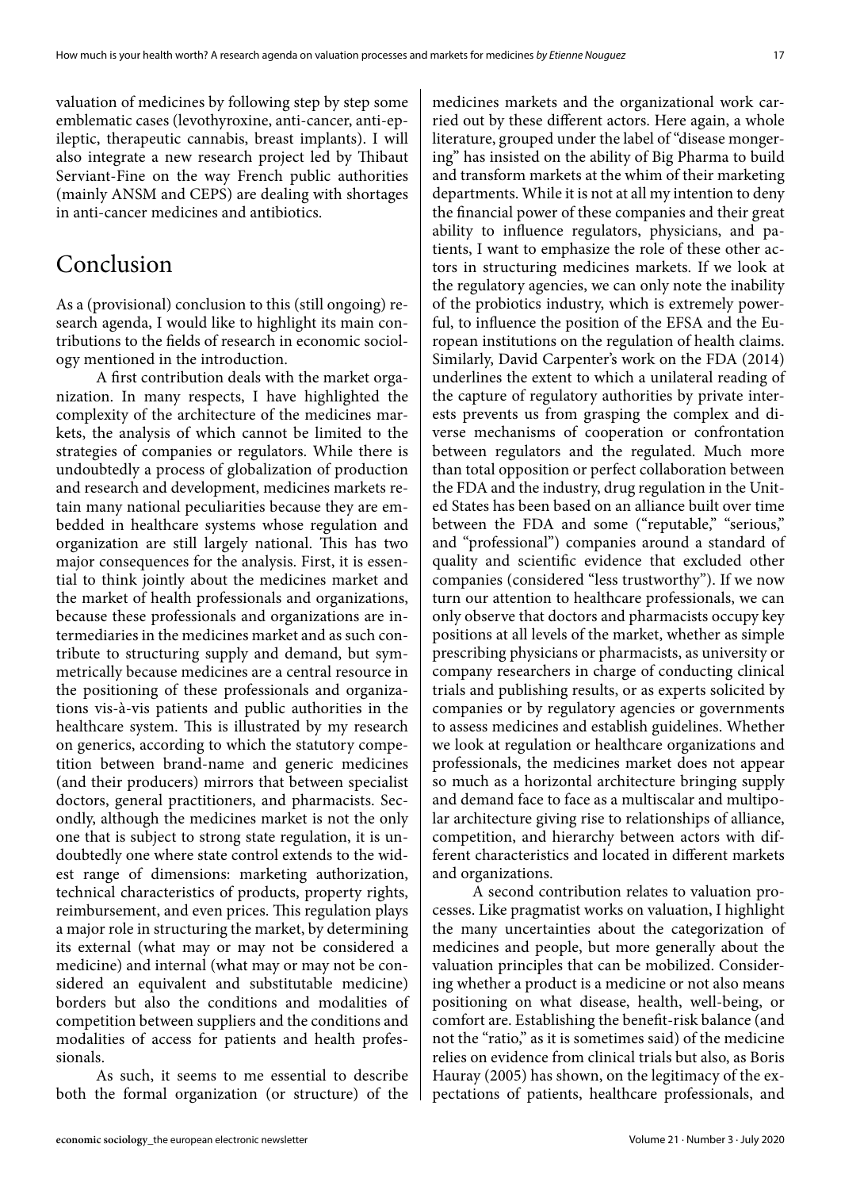valuation of medicines by following step by step some emblematic cases (levothyroxine, anti-cancer, anti-epileptic, therapeutic cannabis, breast implants). I will also integrate a new research project led by Thibaut Serviant-Fine on the way French public authorities (mainly ANSM and CEPS) are dealing with shortages in anti-cancer medicines and antibiotics.

# Conclusion

As a (provisional) conclusion to this (still ongoing) research agenda, I would like to highlight its main contributions to the fields of research in economic sociology mentioned in the introduction.

A first contribution deals with the market organization. In many respects, I have highlighted the complexity of the architecture of the medicines markets, the analysis of which cannot be limited to the strategies of companies or regulators. While there is undoubtedly a process of globalization of production and research and development, medicines markets retain many national peculiarities because they are embedded in healthcare systems whose regulation and organization are still largely national. This has two major consequences for the analysis. First, it is essential to think jointly about the medicines market and the market of health professionals and organizations, because these professionals and organizations are intermediaries in the medicines market and as such contribute to structuring supply and demand, but symmetrically because medicines are a central resource in the positioning of these professionals and organizations vis-à-vis patients and public authorities in the healthcare system. This is illustrated by my research on generics, according to which the statutory competition between brand-name and generic medicines (and their producers) mirrors that between specialist doctors, general practitioners, and pharmacists. Secondly, although the medicines market is not the only one that is subject to strong state regulation, it is undoubtedly one where state control extends to the widest range of dimensions: marketing authorization, technical characteristics of products, property rights, reimbursement, and even prices. This regulation plays a major role in structuring the market, by determining its external (what may or may not be considered a medicine) and internal (what may or may not be considered an equivalent and substitutable medicine) borders but also the conditions and modalities of competition between suppliers and the conditions and modalities of access for patients and health professionals.

As such, it seems to me essential to describe both the formal organization (or structure) of the medicines markets and the organizational work carried out by these different actors. Here again, a whole literature, grouped under the label of "disease mongering" has insisted on the ability of Big Pharma to build and transform markets at the whim of their marketing departments. While it is not at all my intention to deny the financial power of these companies and their great ability to influence regulators, physicians, and patients, I want to emphasize the role of these other actors in structuring medicines markets. If we look at the regulatory agencies, we can only note the inability of the probiotics industry, which is extremely powerful, to influence the position of the EFSA and the European institutions on the regulation of health claims. Similarly, David Carpenter's work on the FDA (2014) underlines the extent to which a unilateral reading of the capture of regulatory authorities by private interests prevents us from grasping the complex and diverse mechanisms of cooperation or confrontation between regulators and the regulated. Much more than total opposition or perfect collaboration between the FDA and the industry, drug regulation in the United States has been based on an alliance built over time between the FDA and some ("reputable," "serious," and "professional") companies around a standard of quality and scientific evidence that excluded other companies (considered "less trustworthy"). If we now turn our attention to healthcare professionals, we can only observe that doctors and pharmacists occupy key positions at all levels of the market, whether as simple prescribing physicians or pharmacists, as university or company researchers in charge of conducting clinical trials and publishing results, or as experts solicited by companies or by regulatory agencies or governments to assess medicines and establish guidelines. Whether we look at regulation or healthcare organizations and professionals, the medicines market does not appear so much as a horizontal architecture bringing supply and demand face to face as a multiscalar and multipolar architecture giving rise to relationships of alliance, competition, and hierarchy between actors with different characteristics and located in different markets and organizations.

A second contribution relates to valuation processes. Like pragmatist works on valuation, I highlight the many uncertainties about the categorization of medicines and people, but more generally about the valuation principles that can be mobilized. Considering whether a product is a medicine or not also means positioning on what disease, health, well-being, or comfort are. Establishing the benefit-risk balance (and not the "ratio," as it is sometimes said) of the medicine relies on evidence from clinical trials but also, as Boris Hauray (2005) has shown, on the legitimacy of the expectations of patients, healthcare professionals, and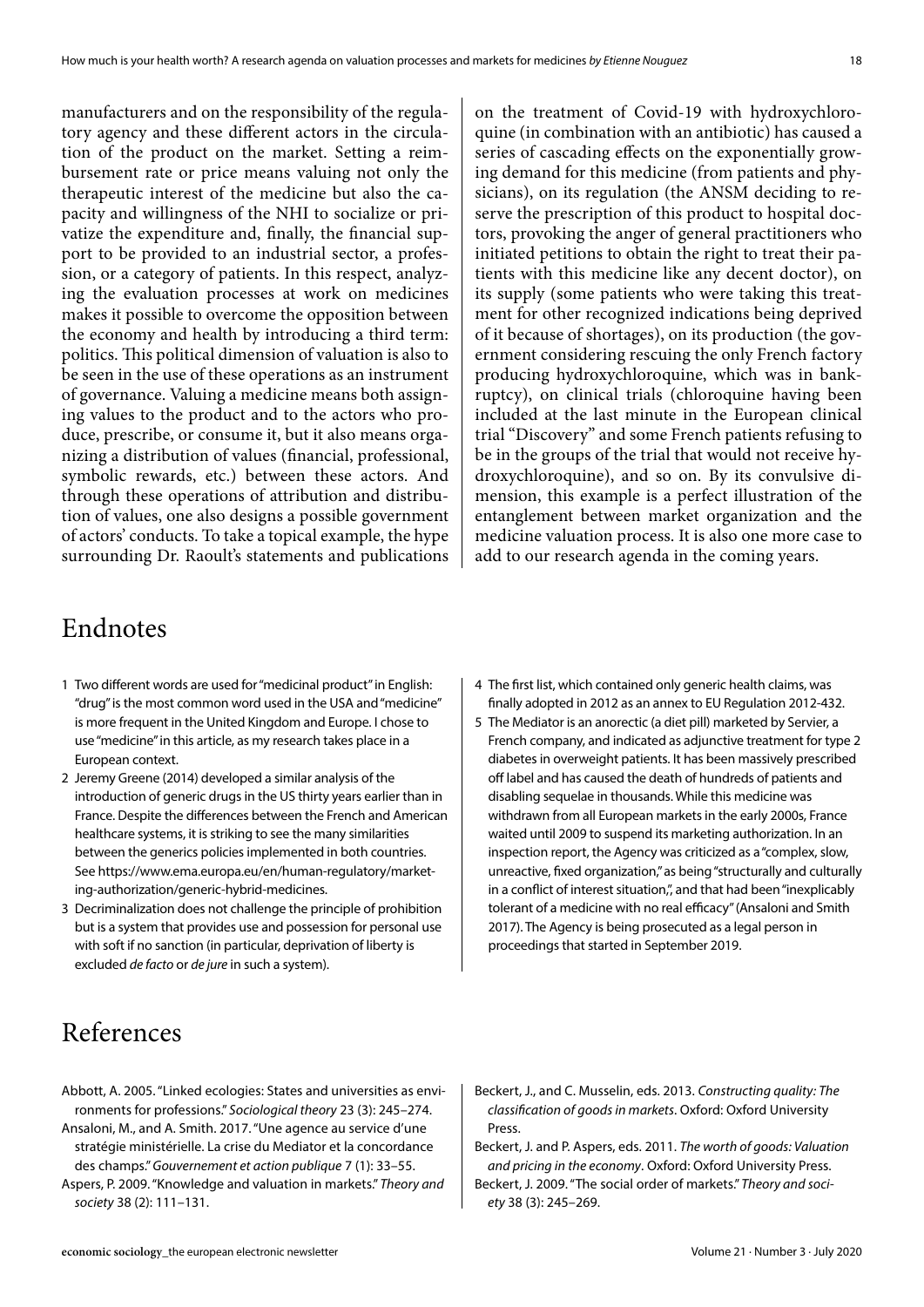manufacturers and on the responsibility of the regulatory agency and these different actors in the circulation of the product on the market. Setting a reimbursement rate or price means valuing not only the therapeutic interest of the medicine but also the capacity and willingness of the NHI to socialize or privatize the expenditure and, finally, the financial support to be provided to an industrial sector, a profession, or a category of patients. In this respect, analyzing the evaluation processes at work on medicines makes it possible to overcome the opposition between the economy and health by introducing a third term: politics. This political dimension of valuation is also to be seen in the use of these operations as an instrument of governance. Valuing a medicine means both assigning values to the product and to the actors who produce, prescribe, or consume it, but it also means organizing a distribution of values (financial, professional, symbolic rewards, etc.) between these actors. And through these operations of attribution and distribution of values, one also designs a possible government of actors' conducts. To take a topical example, the hype surrounding Dr. Raoult's statements and publications on the treatment of Covid-19 with hydroxychloroquine (in combination with an antibiotic) has caused a series of cascading effects on the exponentially growing demand for this medicine (from patients and physicians), on its regulation (the ANSM deciding to reserve the prescription of this product to hospital doctors, provoking the anger of general practitioners who initiated petitions to obtain the right to treat their patients with this medicine like any decent doctor), on its supply (some patients who were taking this treatment for other recognized indications being deprived of it because of shortages), on its production (the government considering rescuing the only French factory producing hydroxychloroquine, which was in bankruptcy), on clinical trials (chloroquine having been included at the last minute in the European clinical trial "Discovery" and some French patients refusing to be in the groups of the trial that would not receive hydroxychloroquine), and so on. By its convulsive dimension, this example is a perfect illustration of the entanglement between market organization and the medicine valuation process. It is also one more case to add to our research agenda in the coming years.

# Endnotes

1 Two different words are used for "medicinal product" in English: "drug" is the most common word used in the USA and "medicine" is more frequent in the United Kingdom and Europe. I chose to use "medicine" in this article, as my research takes place in a European context.

2 Jeremy Greene (2014) developed a similar analysis of the introduction of generic drugs in the US thirty years earlier than in France. Despite the differences between the French and American healthcare systems, it is striking to see the many similarities between the generics policies implemented in both countries. See https://www.ema.europa.eu/en/human-regulatory/marketing-authorization/generic-hybrid-medicines.

3 Decriminalization does not challenge the principle of prohibition but is a system that provides use and possession for personal use with soft if no sanction (in particular, deprivation of liberty is excluded *de facto* or *de jure* in such a system).

4 The first list, which contained only generic health claims, was finally adopted in 2012 as an annex to EU Regulation 2012-432.

5 The Mediator is an anorectic (a diet pill) marketed by Servier, a French company, and indicated as adjunctive treatment for type 2 diabetes in overweight patients. It has been massively prescribed off label and has caused the death of hundreds of patients and disabling sequelae in thousands. While this medicine was withdrawn from all European markets in the early 2000s, France waited until 2009 to suspend its marketing authorization. In an inspection report, the Agency was criticized as a "complex, slow, unreactive, fixed organization," as being "structurally and culturally in a conflict of interest situation,", and that had been "inexplicably tolerant of a medicine with no real efficacy" (Ansaloni and Smith 2017). The Agency is being prosecuted as a legal person in proceedings that started in September 2019.

# References

Abbott, A. 2005. "Linked ecologies: States and universities as environments for professions." *Sociological theory* 23 (3): 245–274.

Ansaloni, M., and A. Smith. 2017. "Une agence au service d'une stratégie ministérielle. La crise du Mediator et la concordance des champs." *Gouvernement et action publique* 7 (1): 33–55.

Aspers, P. 2009. "Knowledge and valuation in markets." *Theory and society* 38 (2): 111–131.

Beckert, J., and C. Musselin, eds. 2013. *Constructing quality: The classification of goods in markets*. Oxford: Oxford University Press.

Beckert, J. and P. Aspers, eds. 2011. *The worth of goods: Valuation and pricing in the economy*. Oxford: Oxford University Press.

Beckert, J. 2009. "The social order of markets." *Theory and society* 38 (3): 245–269.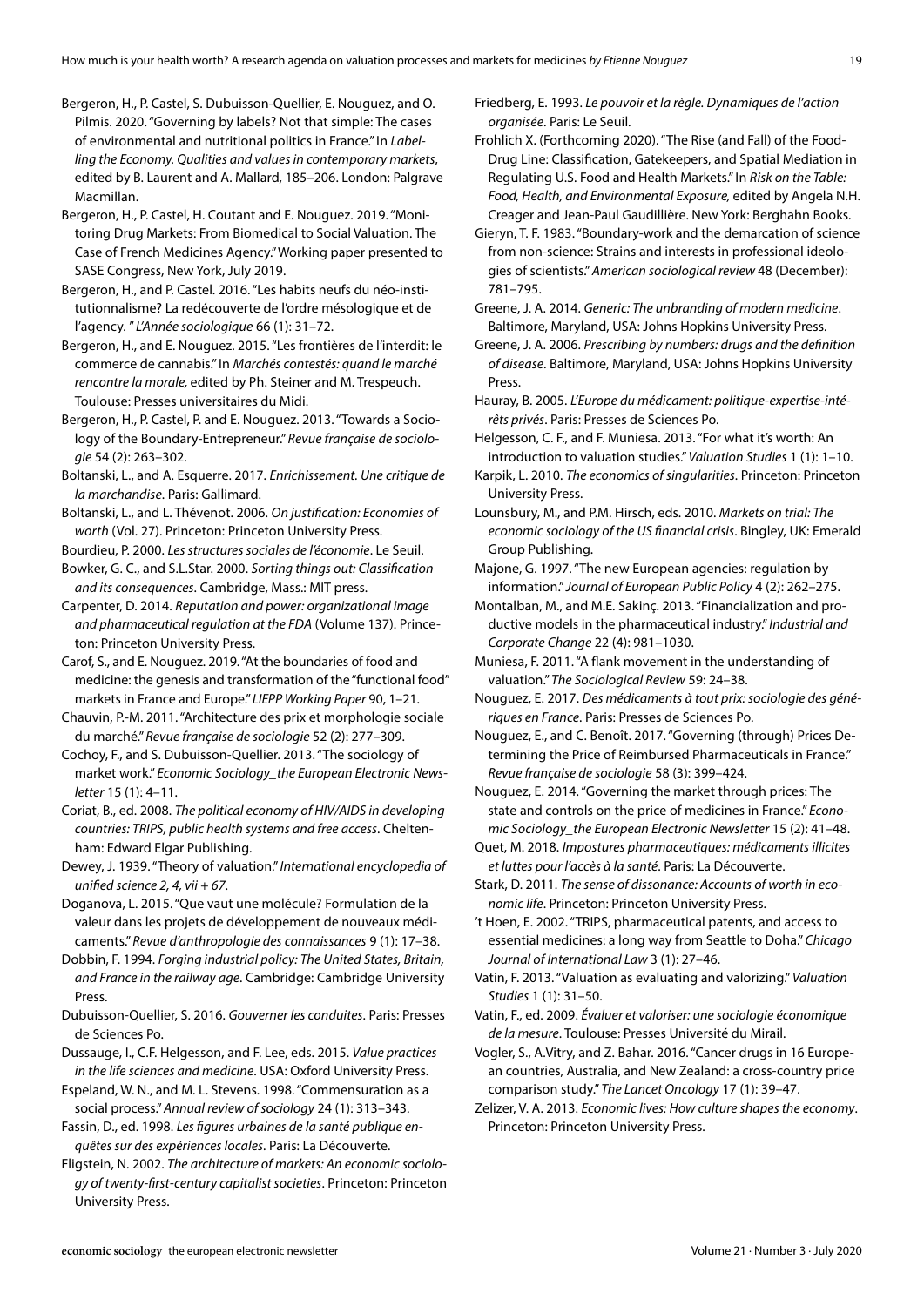Bergeron, H., P. Castel, S. Dubuisson-Quellier, E. Nouguez, and O. Pilmis. 2020. "Governing by labels? Not that simple: The cases of environmental and nutritional politics in France." In *Labelling the Economy. Qualities and values in contemporary markets*, edited by B. Laurent and A. Mallard, 185–206. London: Palgrave Macmillan.

Bergeron, H., P. Castel, H. Coutant and E. Nouguez. 2019. "Monitoring Drug Markets: From Biomedical to Social Valuation. The Case of French Medicines Agency." Working paper presented to SASE Congress, New York, July 2019.

Bergeron, H., and P. Castel. 2016. "Les habits neufs du néo-institutionnalisme? La redécouverte de l'ordre mésologique et de l'agency. " *L'Année sociologique* 66 (1): 31–72.

Bergeron, H., and E. Nouguez. 2015. "Les frontières de l'interdit: le commerce de cannabis." In *Marchés contestés: quand le marché rencontre la morale,* edited by Ph. Steiner and M. Trespeuch. Toulouse: Presses universitaires du Midi.

Bergeron, H., P. Castel, and E. Nouguez. 2013. "Towards a Sociology of the Boundary-Entrepreneur." *Revue française de sociologie* 54 (2): 263–302.

Boltanski, L., and A. Esquerre. 2017. *Enrichissement. Une critique de la marchandise*. Paris: Gallimard.

Boltanski, L., and L. Thévenot. 2006. *On justification: Economies of worth* (Vol. 27). Princeton: Princeton University Press.

Bourdieu, P. 2000. *Les structures sociales de l'économie*. Le Seuil.

Bowker, G. C., and S.L.Star. 2000. *Sorting things out: Classification and its consequences*. Cambridge, Mass.: MIT press.

Carpenter, D. 2014. *Reputation and power: organizational image and pharmaceutical regulation at the FDA* (Volume 137). Princeton: Princeton University Press.

Carof, S., and E. Nouguez. 2019. "At the boundaries of food and medicine: the genesis and transformation of the "functional food" markets in France and Europe." *LIEPP Working Paper* 90, 1–21.

Chauvin, P.-M. 2011. "Architecture des prix et morphologie sociale du marché." *Revue française de sociologie* 52 (2): 277–309.

Cochoy, F., and S. Dubuisson-Quellier. 2013. "The sociology of market work." *Economic Sociology_the European Electronic Newsletter* 15 (1): 4–11.

Coriat, B., ed. 2008. *The political economy of HIV/AIDS in developing countries: TRIPS, public health systems and free access*. Cheltenham: Edward Elgar Publishing.

Dewey, J. 1939. "Theory of valuation." *International encyclopedia of unified science 2, 4, vii + 67*.

Doganova, L. 2015. "Que vaut une molécule? Formulation de la valeur dans les projets de développement de nouveaux médicaments." *Revue d'anthropologie des connaissances* 9 (1): 17–38.

Dobbin, F. 1994. *Forging industrial policy: The United States, Britain, and France in the railway age*. Cambridge: Cambridge University Press.

Dubuisson-Quellier, S. 2016. *Gouverner les conduites*. Paris: Presses de Sciences Po.

Dussauge, I., C.F. Helgesson, and F. Lee, eds. 2015. *Value practices in the life sciences and medicine*. USA: Oxford University Press.

Espeland, W. N., and M. L. Stevens. 1998. "Commensuration as a social process." *Annual review of sociology* 24 (1): 313–343.

Fassin, D., ed. 1998. *Les figures urbaines de la santé publique enquêtes sur des expériences locales*. Paris: La Découverte.

Fligstein, N. 2002. *The architecture of markets: An economic sociology of twenty-first-century capitalist societies*. Princeton: Princeton University Press.

Friedberg, E. 1993. *Le pouvoir et la règle. Dynamiques de l'action organisée*. Paris: Le Seuil.

Frohlich X. (Forthcoming 2020). "The Rise (and Fall) of the Food-Drug Line: Classification, Gatekeepers, and Spatial Mediation in Regulating U.S. Food and Health Markets." In *Risk on the Table: Food, Health, and Environmental Exposure,* edited by Angela N.H. Creager and Jean-Paul Gaudillière. New York: Berghahn Books.

Gieryn, T. F. 1983. "Boundary-work and the demarcation of science from non-science: Strains and interests in professional ideologies of scientists." *American sociological review* 48 (December): 781–795.

Greene, J. A. 2014. *Generic: The unbranding of modern medicine*. Baltimore, Maryland, USA: Johns Hopkins University Press.

Greene, J. A. 2006. *Prescribing by numbers: drugs and the definition of disease*. Baltimore, Maryland, USA: Johns Hopkins University Press.

Hauray, B. 2005. *L'Europe du médicament: politique-expertise-intérêts privés*. Paris: Presses de Sciences Po.

Helgesson, C. F., and F. Muniesa. 2013. "For what it's worth: An introduction to valuation studies." *Valuation Studies* 1 (1): 1–10.

Karpik, L. 2010. *The economics of singularities*. Princeton: Princeton University Press.

Lounsbury, M., and P.M. Hirsch, eds. 2010. *Markets on trial: The economic sociology of the US financial crisis*. Bingley, UK: Emerald Group Publishing.

Majone, G. 1997. "The new European agencies: regulation by information." *Journal of European Public Policy* 4 (2): 262–275.

Montalban, M., and M.E. Sakinç. 2013. "Financialization and productive models in the pharmaceutical industry." *Industrial and Corporate Change* 22 (4): 981–1030.

Muniesa, F. 2011. "A flank movement in the understanding of valuation." *The Sociological Review* 59: 24–38.

Nouguez, E. 2017. *Des médicaments à tout prix: sociologie des génériques en France*. Paris: Presses de Sciences Po.

Nouguez, E., and C. Benoît. 2017. "Governing (through) Prices Determining the Price of Reimbursed Pharmaceuticals in France." *Revue française de sociologie* 58 (3): 399–424.

Nouguez, E. 2014. "Governing the market through prices: The state and controls on the price of medicines in France." *Economic Sociology_the European Electronic Newsletter* 15 (2): 41–48.

Quet, M. 2018. *Impostures pharmaceutiques: médicaments illicites et luttes pour l'accès à la santé*. Paris: La Découverte.

Stark, D. 2011. *The sense of dissonance: Accounts of worth in economic life*. Princeton: Princeton University Press.

't Hoen, E. 2002. "TRIPS, pharmaceutical patents, and access to essential medicines: a long way from Seattle to Doha." *Chicago Journal of International Law* 3 (1): 27–46.

Vatin, F. 2013. "Valuation as evaluating and valorizing." *Valuation Studies* 1 (1): 31–50.

Vatin, F., ed. 2009. *Évaluer et valoriser: une sociologie économique de la mesure*. Toulouse: Presses Université du Mirail.

Vogler, S., A.Vitry, and Z. Bahar. 2016. "Cancer drugs in 16 European countries, Australia, and New Zealand: a cross-country price comparison study." *The Lancet Oncology* 17 (1): 39–47.

Zelizer, V. A. 2013. *Economic lives: How culture shapes the economy*. Princeton: Princeton University Press.